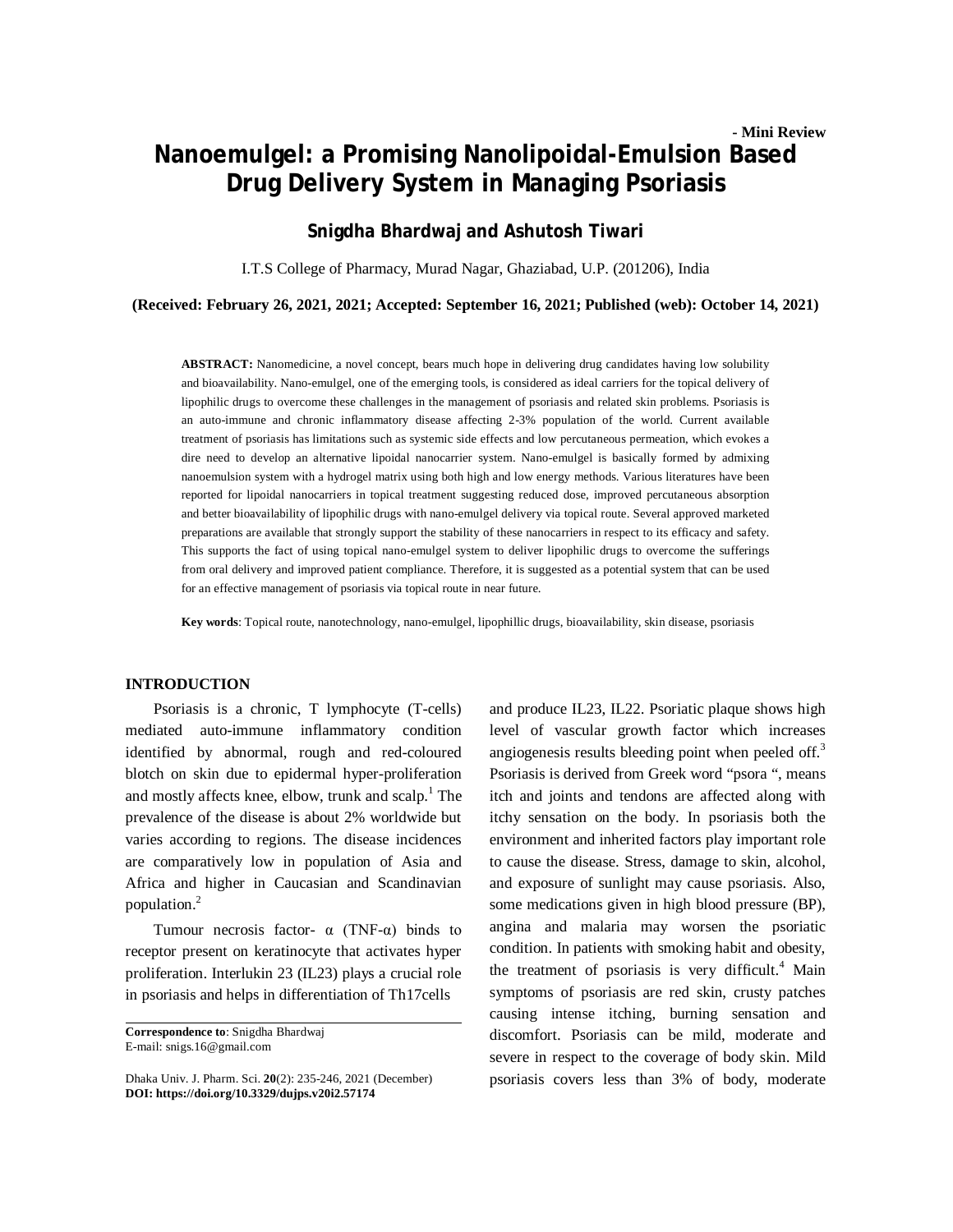- Mini Review

# Nanoemulgel: a Promising Nanolipoidal-Emulsion Based Drug Delivery System in Managing Psoriasis

**Snigdha Bhardwaj and Ashutosh Tiwari**

I.T.S College of Pharmacy, Murad Nagar, Ghaziabad, U.P. (201206), India

**(Received: February 26, 2021, 2021; Accepted: September 16, 2021; Published (web): October 14, 2021)**

**ABSTRACT:** Nanomedicine, a novel concept, bears much hope in delivering drug candidates having low solubility and bioavailability. Nano-emulgel, one of the emerging tools, is considered as ideal carriers for the topical delivery of lipophilic drugs to overcome these challenges in the management of psoriasis and related skin problems. Psoriasis is an auto-immune and chronic inflammatory disease affecting 2-3% population of the world. Current available treatment of psoriasis has limitations such as systemic side effects and low percutaneous permeation, which evokes a dire need to develop an alternative lipoidal nanocarrier system. Nano-emulgel is basically formed by admixing nanoemulsion system with a hydrogel matrix using both high and low energy methods. Various literatures have been reported for lipoidal nanocarriers in topical treatment suggesting reduced dose, improved percutaneous absorption and better bioavailability of lipophilic drugs with nano-emulgel delivery via topical route. Several approved marketed preparations are available that strongly support the stability of these nanocarriers in respect to its efficacy and safety. This supports the fact of using topical nano-emulgel system to deliver lipophilic drugs to overcome the sufferings from oral delivery and improved patient compliance. Therefore, it is suggested as a potential system that can be used for an effective management of psoriasis via topical route in near future.

**Key words**: Topical route, nanotechnology, nano-emulgel, lipophillic drugs, bioavailability, skin disease, psoriasis

## INTRODUCTION

Psoriasis is a chronic, T lymphocyte (T-cells) mediated auto-immune inflammatory condition identified by abnormal, rough and red-coloured blotch on skin due to epidermal hyper-proliferation and mostly affects knee, elbow, trunk and scalp.[1] The prevalence of the disease is about 2% worldwide but varies according to regions. The disease incidences are comparatively low in population of Asia and Africa and higher in Caucasian and Scandinavian population.[2]

Tumour necrosis factor- α (TNF-α) binds to receptor present on keratinocyte that activates hyper proliferation. Interlukin 23 (IL23) plays a crucial role in psoriasis and helps in differentiation of Th17cells and produce IL23, IL22. Psoriatic plaque shows high level of vascular growth factor which increases angiogenesis results bleeding point when peeled off.[3] Psoriasis is derived from Greek word "psora ", means itch and joints and tendons are affected along with itchy sensation on the body. In psoriasis both the environment and inherited factors play important role to cause the disease. Stress, damage to skin, alcohol, and exposure of sunlight may cause psoriasis. Also, some medications given in high blood pressure (BP), angina and malaria may worsen the psoriatic condition. In patients with smoking habit and obesity, the treatment of psoriasis is very difficult.[4] Main symptoms of psoriasis are red skin, crusty patches causing intense itching, burning sensation and discomfort. Psoriasis can be mild, moderate and severe in respect to the coverage of body skin. Mild psoriasis covers less than 3% of body, moderate

**Correspondence to**: Snigdha Bhardwaj
E-mail: snigs.16@gmail.com

Dhaka Univ. J. Pharm. Sci. **20**(2): 235-246, 2021 (December)
**DOI: https://doi.org/10.3329/dujps.v20i2.57174**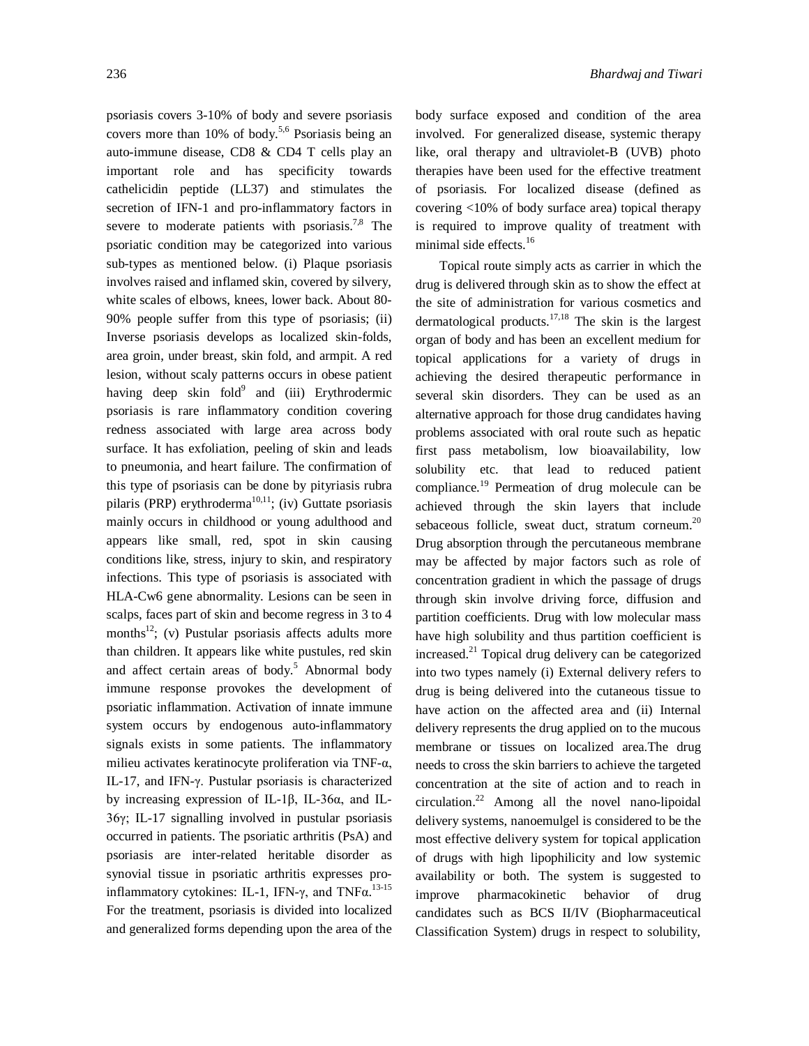psoriasis covers 3-10% of body and severe psoriasis covers more than 10% of body.[5,6] Psoriasis being an auto-immune disease, CD8 & CD4 T cells play an important role and has specificity towards cathelicidin peptide (LL37) and stimulates the secretion of IFN-1 and pro-inflammatory factors in severe to moderate patients with psoriasis.[7,8] The psoriatic condition may be categorized into various sub-types as mentioned below. (i) Plaque psoriasis involves raised and inflamed skin, covered by silvery, white scales of elbows, knees, lower back. About 80-90% people suffer from this type of psoriasis; (ii) Inverse psoriasis develops as localized skin-folds, area groin, under breast, skin fold, and armpit. A red lesion, without scaly patterns occurs in obese patient having deep skin fold[9] and (iii) Erythrodermic psoriasis is rare inflammatory condition covering redness associated with large area across body surface. It has exfoliation, peeling of skin and leads to pneumonia, and heart failure. The confirmation of this type of psoriasis can be done by pityriasis rubra pilaris (PRP) erythroderma[10,11]; (iv) Guttate psoriasis mainly occurs in childhood or young adulthood and appears like small, red, spot in skin causing conditions like, stress, injury to skin, and respiratory infections. This type of psoriasis is associated with HLA-Cw6 gene abnormality. Lesions can be seen in scalps, faces part of skin and become regress in 3 to 4 months[12]; (v) Pustular psoriasis affects adults more than children. It appears like white pustules, red skin and affect certain areas of body.[5] Abnormal body immune response provokes the development of psoriatic inflammation. Activation of innate immune system occurs by endogenous auto-inflammatory signals exists in some patients. The inflammatory milieu activates keratinocyte proliferation via TNF-α, IL-17, and IFN-γ. Pustular psoriasis is characterized by increasing expression of IL-1β, IL-36α, and IL-36γ; IL-17 signalling involved in pustular psoriasis occurred in patients. The psoriatic arthritis (PsA) and psoriasis are inter-related heritable disorder as synovial tissue in psoriatic arthritis expresses pro-inflammatory cytokines: IL-1, IFN-γ, and TNFα.[13-15] For the treatment, psoriasis is divided into localized and generalized forms depending upon the area of the body surface exposed and condition of the area involved. For generalized disease, systemic therapy like, oral therapy and ultraviolet-B (UVB) photo therapies have been used for the effective treatment of psoriasis. For localized disease (defined as covering <10% of body surface area) topical therapy is required to improve quality of treatment with minimal side effects.[16]

Topical route simply acts as carrier in which the drug is delivered through skin as to show the effect at the site of administration for various cosmetics and dermatological products.[17,18] The skin is the largest organ of body and has been an excellent medium for topical applications for a variety of drugs in achieving the desired therapeutic performance in several skin disorders. They can be used as an alternative approach for those drug candidates having problems associated with oral route such as hepatic first pass metabolism, low bioavailability, low solubility etc. that lead to reduced patient compliance.[19] Permeation of drug molecule can be achieved through the skin layers that include sebaceous follicle, sweat duct, stratum corneum.[20] Drug absorption through the percutaneous membrane may be affected by major factors such as role of concentration gradient in which the passage of drugs through skin involve driving force, diffusion and partition coefficients. Drug with low molecular mass have high solubility and thus partition coefficient is increased.[21] Topical drug delivery can be categorized into two types namely (i) External delivery refers to drug is being delivered into the cutaneous tissue to have action on the affected area and (ii) Internal delivery represents the drug applied on to the mucous membrane or tissues on localized area.The drug needs to cross the skin barriers to achieve the targeted concentration at the site of action and to reach in circulation.[22] Among all the novel nano-lipoidal delivery systems, nanoemulgel is considered to be the most effective delivery system for topical application of drugs with high lipophilicity and low systemic availability or both. The system is suggested to improve pharmacokinetic behavior of drug candidates such as BCS II/IV (Biopharmaceutical Classification System) drugs in respect to solubility,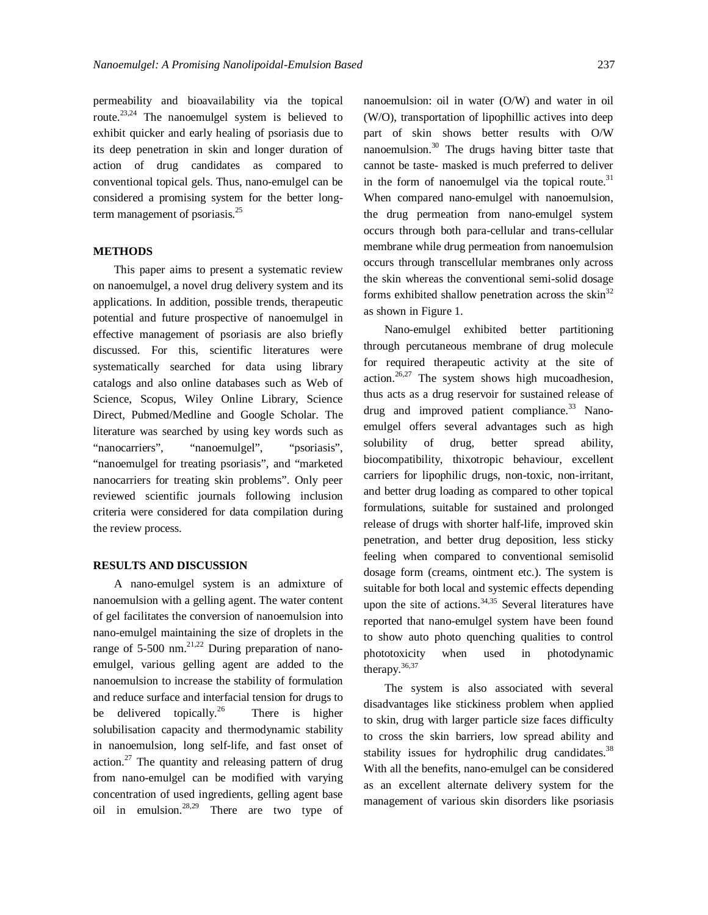permeability and bioavailability via the topical route.[23,24] The nanoemulgel system is believed to exhibit quicker and early healing of psoriasis due to its deep penetration in skin and longer duration of action of drug candidates as compared to conventional topical gels. Thus, nano-emulgel can be considered a promising system for the better long-term management of psoriasis.[25]

## METHODS

This paper aims to present a systematic review on nanoemulgel, a novel drug delivery system and its applications. In addition, possible trends, therapeutic potential and future prospective of nanoemulgel in effective management of psoriasis are also briefly discussed. For this, scientific literatures were systematically searched for data using library catalogs and also online databases such as Web of Science, Scopus, Wiley Online Library, Science Direct, Pubmed/Medline and Google Scholar. The literature was searched by using key words such as "nanocarriers", "nanoemulgel", "psoriasis", "nanoemulgel for treating psoriasis", and "marketed nanocarriers for treating skin problems". Only peer reviewed scientific journals following inclusion criteria were considered for data compilation during the review process.

## RESULTS AND DISCUSSION

A nano-emulgel system is an admixture of nanoemulsion with a gelling agent. The water content of gel facilitates the conversion of nanoemulsion into nano-emulgel maintaining the size of droplets in the range of 5-500 nm.[21,22] During preparation of nano-emulgel, various gelling agent are added to the nanoemulsion to increase the stability of formulation and reduce surface and interfacial tension for drugs to be delivered topically.[26] There is higher solubilisation capacity and thermodynamic stability in nanoemulsion, long self-life, and fast onset of action.[27] The quantity and releasing pattern of drug from nano-emulgel can be modified with varying concentration of used ingredients, gelling agent base oil in emulsion.[28,29] There are two type of nanoemulsion: oil in water (O/W) and water in oil (W/O), transportation of lipophillic actives into deep part of skin shows better results with O/W nanoemulsion.[30] The drugs having bitter taste that cannot be taste- masked is much preferred to deliver in the form of nanoemulgel via the topical route.[31] When compared nano-emulgel with nanoemulsion, the drug permeation from nano-emulgel system occurs through both para-cellular and trans-cellular membrane while drug permeation from nanoemulsion occurs through transcellular membranes only across the skin whereas the conventional semi-solid dosage forms exhibited shallow penetration across the skin[32] as shown in Figure 1.

Nano-emulgel exhibited better partitioning through percutaneous membrane of drug molecule for required therapeutic activity at the site of action.[26,27] The system shows high mucoadhesion, thus acts as a drug reservoir for sustained release of drug and improved patient compliance.[33] Nano-emulgel offers several advantages such as high solubility of drug, better spread ability, biocompatibility, thixotropic behaviour, excellent carriers for lipophilic drugs, non-toxic, non-irritant, and better drug loading as compared to other topical formulations, suitable for sustained and prolonged release of drugs with shorter half-life, improved skin penetration, and better drug deposition, less sticky feeling when compared to conventional semisolid dosage form (creams, ointment etc.). The system is suitable for both local and systemic effects depending upon the site of actions.[34,35] Several literatures have reported that nano-emulgel system have been found to show auto photo quenching qualities to control phototoxicity when used in photodynamic therapy.[36,37]

The system is also associated with several disadvantages like stickiness problem when applied to skin, drug with larger particle size faces difficulty to cross the skin barriers, low spread ability and stability issues for hydrophilic drug candidates.[38] With all the benefits, nano-emulgel can be considered as an excellent alternate delivery system for the management of various skin disorders like psoriasis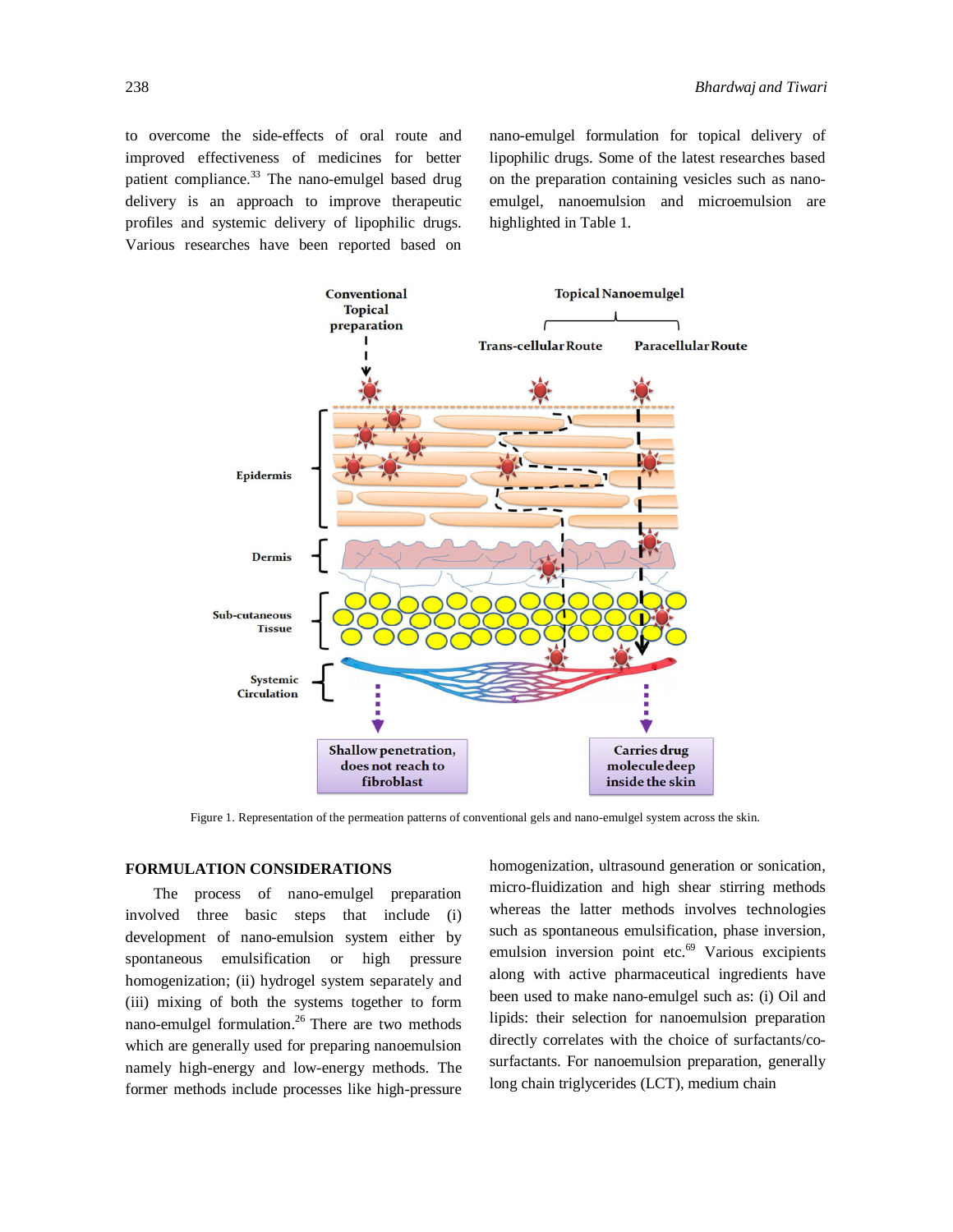to overcome the side-effects of oral route and improved effectiveness of medicines for better patient compliance.[33] The nano-emulgel based drug delivery is an approach to improve therapeutic profiles and systemic delivery of lipophilic drugs. Various researches have been reported based on nano-emulgel formulation for topical delivery of lipophilic drugs. Some of the latest researches based on the preparation containing vesicles such as nano-emulgel, nanoemulsion and microemulsion are highlighted in Table 1.

Figure 1. Representation of the permeation patterns of conventional gels and nano-emulgel system across the skin.

## FORMULATION CONSIDERATIONS

The process of nano-emulgel preparation involved three basic steps that include (i) development of nano-emulsion system either by spontaneous emulsification or high pressure homogenization; (ii) hydrogel system separately and (iii) mixing of both the systems together to form nano-emulgel formulation.[26] There are two methods which are generally used for preparing nanoemulsion namely high-energy and low-energy methods. The former methods include processes like high-pressure homogenization, ultrasound generation or sonication, micro-fluidization and high shear stirring methods whereas the latter methods involves technologies such as spontaneous emulsification, phase inversion, emulsion inversion point etc.[69] Various excipients along with active pharmaceutical ingredients have been used to make nano-emulgel such as: (i) Oil and lipids: their selection for nanoemulsion preparation directly correlates with the choice of surfactants/co-surfactants. For nanoemulsion preparation, generally long chain triglycerides (LCT), medium chain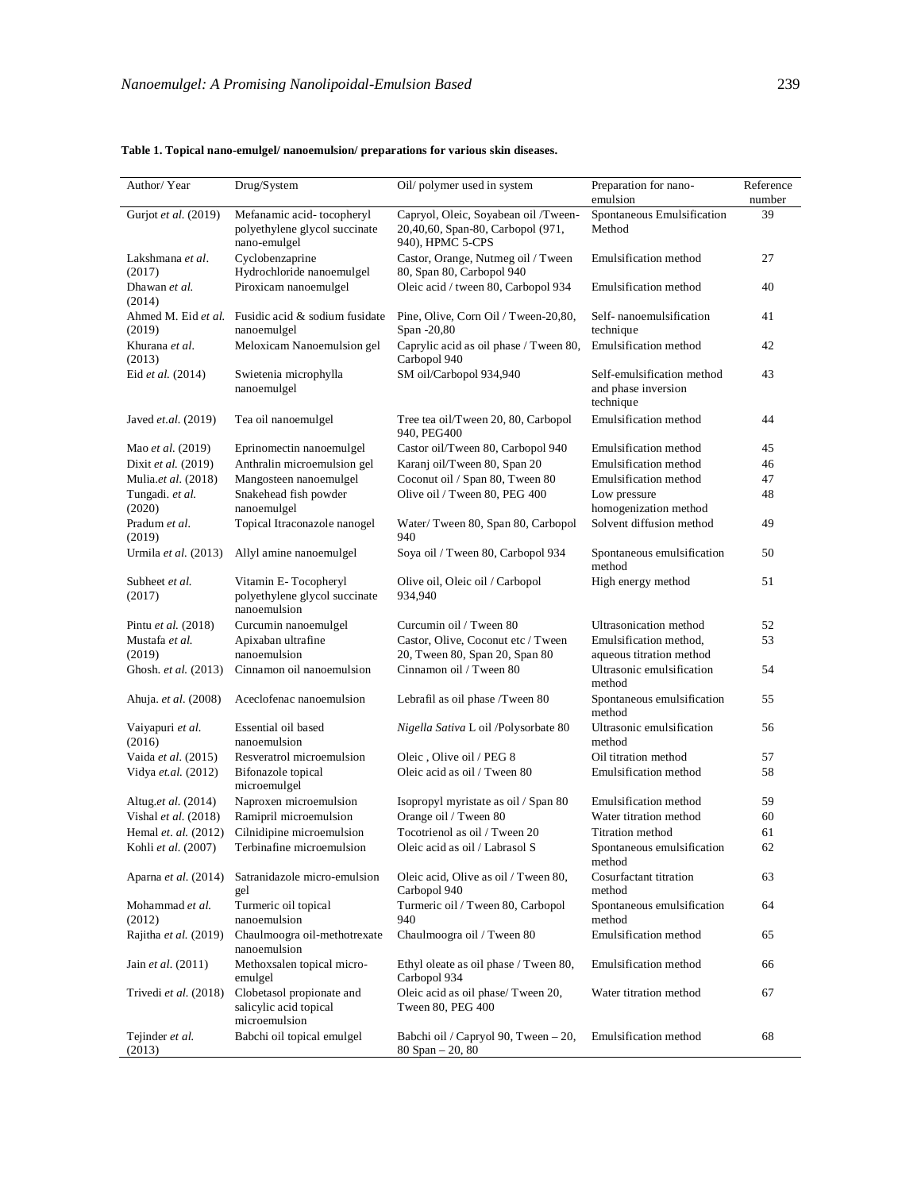**Table 1. Topical nano-emulgel/ nanoemulsion/ preparations for various skin diseases.**

| Author/ Year | Drug/System | Oil/ polymer used in system | Preparation for nano-emulsion | Reference number |
|---|---|---|---|---|
| Gurjot *et al.* (2019) | Mefanamic acid- tocopheryl polyethylene glycol succinate nano-emulgel | Capryol, Oleic, Soyabean oil /Tween-20,40,60, Span-80, Carbopol (971, 940), HPMC 5-CPS | Spontaneous Emulsification Method | 39 |
| Lakshmana *et al.* (2017) | Cyclobenzaprine Hydrochloride nanoemulgel | Castor, Orange, Nutmeg oil / Tween 80, Span 80, Carbopol 940 | Emulsification method | 27 |
| Dhawan *et al.* (2014) | Piroxicam nanoemulgel | Oleic acid / tween 80, Carbopol 934 | Emulsification method | 40 |
| Ahmed M. Eid *et al.* (2019) | Fusidic acid & sodium fusidate nanoemulgel | Pine, Olive, Corn Oil / Tween-20,80, Span -20,80 | Self- nanoemulsification technique | 41 |
| Khurana *et al.* (2013) | Meloxicam Nanoemulsion gel | Caprylic acid as oil phase / Tween 80, Carbopol 940 | Emulsification method | 42 |
| Eid *et al.* (2014) | Swietenia microphylla nanoemulgel | SM oil/Carbopol 934,940 | Self-emulsification method and phase inversion technique | 43 |
| Javed *et.al.* (2019) | Tea oil nanoemulgel | Tree tea oil/Tween 20, 80, Carbopol 940, PEG400 | Emulsification method | 44 |
| Mao *et al.* (2019) | Eprinomectin nanoemulgel | Castor oil/Tween 80, Carbopol 940 | Emulsification method | 45 |
| Dixit *et al.* (2019) | Anthralin microemulsion gel | Karanj oil/Tween 80, Span 20 | Emulsification method | 46 |
| Mulia.*et al.* (2018) | Mangosteen nanoemulgel | Coconut oil / Span 80, Tween 80 | Emulsification method | 47 |
| Tungadi. *et al.* (2020) | Snakehead fish powder nanoemulgel | Olive oil / Tween 80, PEG 400 | Low pressure homogenization method | 48 |
| Pradum *et al.* (2019) | Topical Itraconazole nanogel | Water/ Tween 80, Span 80, Carbopol 940 | Solvent diffusion method | 49 |
| Urmila *et al.* (2013) | Allyl amine nanoemulgel | Soya oil / Tween 80, Carbopol 934 | Spontaneous emulsification method | 50 |
| Subheet *et al.* (2017) | Vitamin E- Tocopheryl polyethylene glycol succinate nanoemulsion | Olive oil, Oleic oil / Carbopol 934,940 | High energy method | 51 |
| Pintu *et al.* (2018) | Curcumin nanoemulgel | Curcumin oil / Tween 80 | Ultrasonication method | 52 |
| Mustafa *et al.* (2019) | Apixaban ultrafine nanoemulsion | Castor, Olive, Coconut etc / Tween 20, Tween 80, Span 20, Span 80 | Emulsification method, aqueous titration method | 53 |
| Ghosh. *et al.* (2013) | Cinnamon oil nanoemulsion | Cinnamon oil / Tween 80 | Ultrasonic emulsification method | 54 |
| Ahuja. *et al.* (2008) | Aceclofenac nanoemulsion | Lebrafil as oil phase /Tween 80 | Spontaneous emulsification method | 55 |
| Vaiyapuri *et al.* (2016) | Essential oil based nanoemulsion | *Nigella Sativa* L oil /Polysorbate 80 | Ultrasonic emulsification method | 56 |
| Vaida *et al.* (2015) | Resveratrol microemulsion | Oleic , Olive oil / PEG 8 | Oil titration method | 57 |
| Vidya *et.al.* (2012) | Bifonazole topical microemulgel | Oleic acid as oil / Tween 80 | Emulsification method | 58 |
| Altug.*et al.* (2014) | Naproxen microemulsion | Isopropyl myristate as oil / Span 80 | Emulsification method | 59 |
| Vishal *et al.* (2018) | Ramipril microemulsion | Orange oil / Tween 80 | Water titration method | 60 |
| Hemal *et. al.* (2012) | Cilnidipine microemulsion | Tocotrienol as oil / Tween 20 | Titration method | 61 |
| Kohli *et al.* (2007) | Terbinafine microemulsion | Oleic acid as oil / Labrasol S | Spontaneous emulsification method | 62 |
| Aparna *et al.* (2014) | Satranidazole micro-emulsion gel | Oleic acid, Olive as oil / Tween 80, Carbopol 940 | Cosurfactant titration method | 63 |
| Mohammad *et al.* (2012) | Turmeric oil topical nanoemulsion | Turmeric oil / Tween 80, Carbopol 940 | Spontaneous emulsification method | 64 |
| Rajitha *et al.* (2019) | Chaulmoogra oil-methotrexate nanoemulsion | Chaulmoogra oil / Tween 80 | Emulsification method | 65 |
| Jain *et al.* (2011) | Methoxsalen topical micro-emulgel | Ethyl oleate as oil phase / Tween 80, Carbopol 934 | Emulsification method | 66 |
| Trivedi *et al.* (2018) | Clobetasol propionate and salicylic acid topical microemulsion | Oleic acid as oil phase/ Tween 20, Tween 80, PEG 400 | Water titration method | 67 |
| Tejinder *et al.* (2013) | Babchi oil topical emulgel | Babchi oil / Capryol 90, Tween – 20, 80 Span – 20, 80 | Emulsification method | 68 |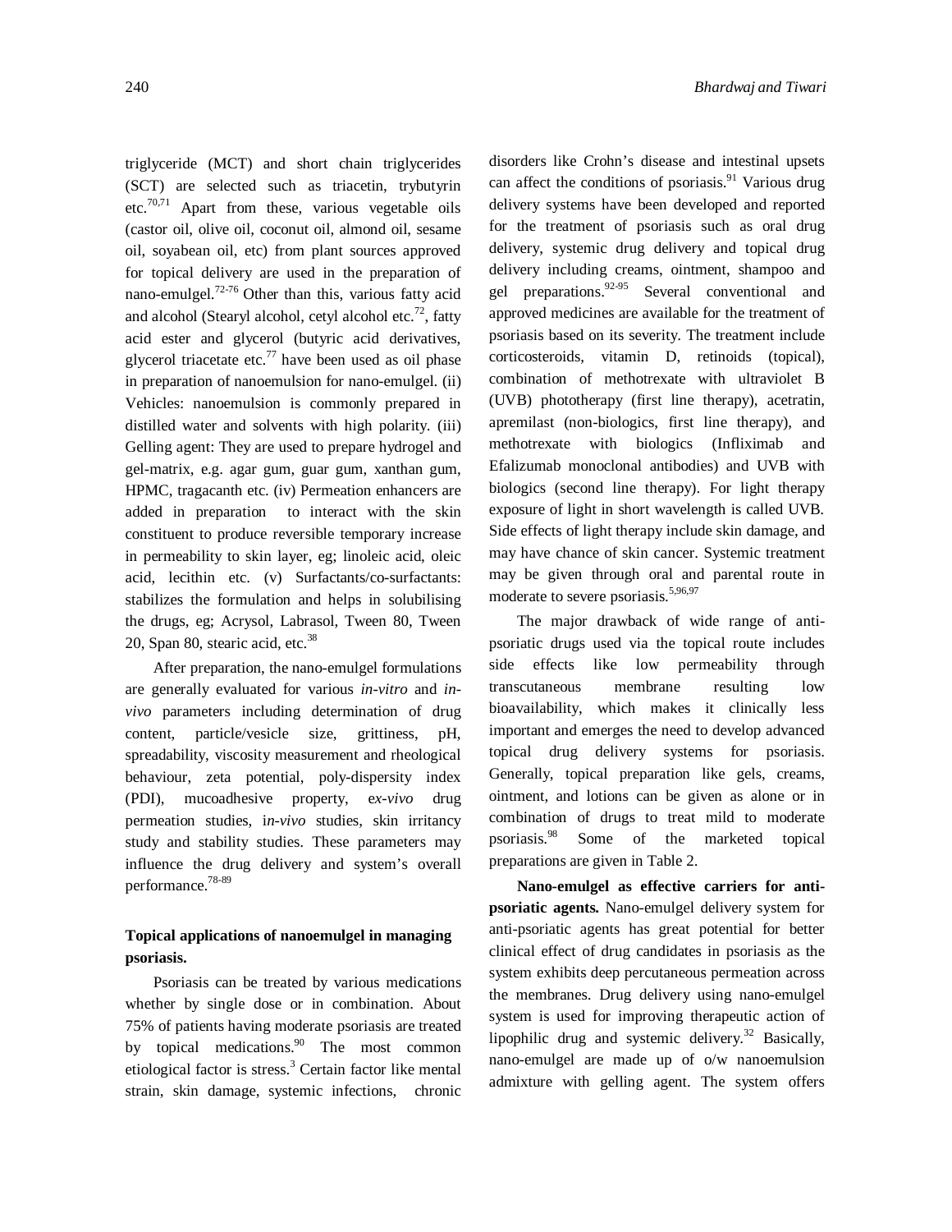triglyceride (MCT) and short chain triglycerides (SCT) are selected such as triacetin, trybutyrin etc.[70,71] Apart from these, various vegetable oils (castor oil, olive oil, coconut oil, almond oil, sesame oil, soyabean oil, etc) from plant sources approved for topical delivery are used in the preparation of nano-emulgel.[72-76] Other than this, various fatty acid and alcohol (Stearyl alcohol, cetyl alcohol etc.[72], fatty acid ester and glycerol (butyric acid derivatives, glycerol triacetate etc.[77] have been used as oil phase in preparation of nanoemulsion for nano-emulgel. (ii) Vehicles: nanoemulsion is commonly prepared in distilled water and solvents with high polarity. (iii) Gelling agent: They are used to prepare hydrogel and gel-matrix, e.g. agar gum, guar gum, xanthan gum, HPMC, tragacanth etc. (iv) Permeation enhancers are added in preparation to interact with the skin constituent to produce reversible temporary increase in permeability to skin layer, eg; linoleic acid, oleic acid, lecithin etc. (v) Surfactants/co-surfactants: stabilizes the formulation and helps in solubilising the drugs, eg; Acrysol, Labrasol, Tween 80, Tween 20, Span 80, stearic acid, etc.[38]

After preparation, the nano-emulgel formulations are generally evaluated for various *in-vitro* and *in-vivo* parameters including determination of drug content, particle/vesicle size, grittiness, pH, spreadability, viscosity measurement and rheological behaviour, zeta potential, poly-dispersity index (PDI), mucoadhesive property, e*x-vivo* drug permeation studies, i*n-vivo* studies, skin irritancy study and stability studies. These parameters may influence the drug delivery and system's overall performance.[78-89]

## Topical applications of nanoemulgel in managing psoriasis.

Psoriasis can be treated by various medications whether by single dose or in combination. About 75% of patients having moderate psoriasis are treated by topical medications.[90] The most common etiological factor is stress.[3] Certain factor like mental strain, skin damage, systemic infections, chronic disorders like Crohn's disease and intestinal upsets can affect the conditions of psoriasis.[91] Various drug delivery systems have been developed and reported for the treatment of psoriasis such as oral drug delivery, systemic drug delivery and topical drug delivery including creams, ointment, shampoo and gel preparations.[92-95] Several conventional and approved medicines are available for the treatment of psoriasis based on its severity. The treatment include corticosteroids, vitamin D, retinoids (topical), combination of methotrexate with ultraviolet B (UVB) phototherapy (first line therapy), acetratin, apremilast (non-biologics, first line therapy), and methotrexate with biologics (Infliximab and Efalizumab monoclonal antibodies) and UVB with biologics (second line therapy). For light therapy exposure of light in short wavelength is called UVB. Side effects of light therapy include skin damage, and may have chance of skin cancer. Systemic treatment may be given through oral and parental route in moderate to severe psoriasis.[5,96,97]

The major drawback of wide range of anti-psoriatic drugs used via the topical route includes side effects like low permeability through transcutaneous membrane resulting low bioavailability, which makes it clinically less important and emerges the need to develop advanced topical drug delivery systems for psoriasis. Generally, topical preparation like gels, creams, ointment, and lotions can be given as alone or in combination of drugs to treat mild to moderate psoriasis.[98] Some of the marketed topical preparations are given in Table 2.

**Nano-emulgel as effective carriers for anti-psoriatic agents.** Nano-emulgel delivery system for anti-psoriatic agents has great potential for better clinical effect of drug candidates in psoriasis as the system exhibits deep percutaneous permeation across the membranes. Drug delivery using nano-emulgel system is used for improving therapeutic action of lipophilic drug and systemic delivery.[32] Basically, nano-emulgel are made up of o/w nanoemulsion admixture with gelling agent. The system offers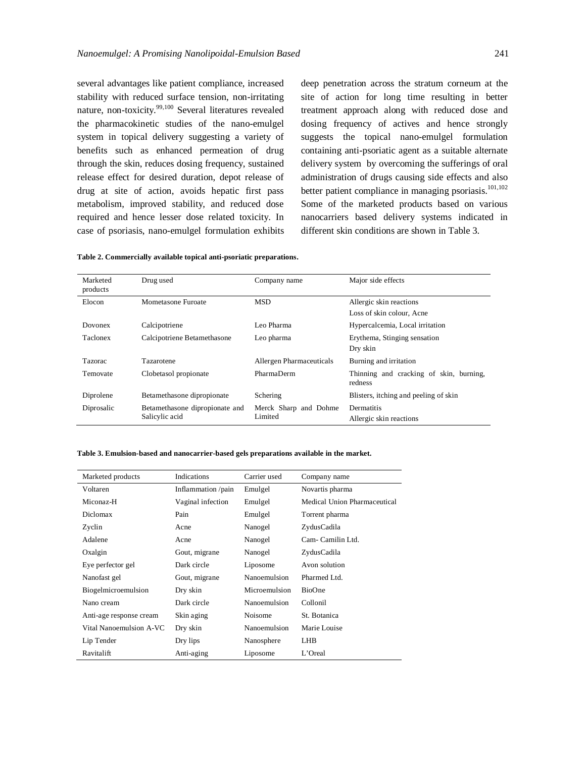several advantages like patient compliance, increased stability with reduced surface tension, non-irritating nature, non-toxicity.[99,100] Several literatures revealed the pharmacokinetic studies of the nano-emulgel system in topical delivery suggesting a variety of benefits such as enhanced permeation of drug through the skin, reduces dosing frequency, sustained release effect for desired duration, depot release of drug at site of action, avoids hepatic first pass metabolism, improved stability, and reduced dose required and hence lesser dose related toxicity. In case of psoriasis, nano-emulgel formulation exhibits deep penetration across the stratum corneum at the site of action for long time resulting in better treatment approach along with reduced dose and dosing frequency of actives and hence strongly suggests the topical nano-emulgel formulation containing anti-psoriatic agent as a suitable alternate delivery system by overcoming the sufferings of oral administration of drugs causing side effects and also better patient compliance in managing psoriasis.[101,102] Some of the marketed products based on various nanocarriers based delivery systems indicated in different skin conditions are shown in Table 3.

**Table 2. Commercially available topical anti-psoriatic preparations.**

| Marketed products | Drug used | Company name | Major side effects |
|---|---|---|---|
| Elocon | Mometasone Furoate | MSD | Allergic skin reactions<br>Loss of skin colour, Acne |
| Dovonex | Calcipotriene | Leo Pharma | Hypercalcemia, Local irritation |
| Taclonex | Calcipotriene Betamethasone | Leo pharma | Erythema, Stinging sensation<br>Dry skin |
| Tazorac | Tazarotene | Allergen Pharmaceuticals | Burning and irritation |
| Temovate | Clobetasol propionate | PharmaDerm | Thinning and cracking of skin, burning, redness |
| Diprolene | Betamethasone dipropionate | Schering | Blisters, itching and peeling of skin |
| Diprosalic | Betamethasone dipropionate and Salicylic acid | Merck Sharp and Dohme Limited | Dermatitis<br>Allergic skin reactions |

**Table 3. Emulsion-based and nanocarrier-based gels preparations available in the market.**

| Marketed products | Indications | Carrier used | Company name |
|---|---|---|---|
| Voltaren | Inflammation /pain | Emulgel | Novartis pharma |
| Miconaz-H | Vaginal infection | Emulgel | Medical Union Pharmaceutical |
| Diclomax | Pain | Emulgel | Torrent pharma |
| Zyclin | Acne | Nanogel | ZydusCadila |
| Adalene | Acne | Nanogel | Cam- Camilin Ltd. |
| Oxalgin | Gout, migrane | Nanogel | ZydusCadila |
| Eye perfector gel | Dark circle | Liposome | Avon solution |
| Nanofast gel | Gout, migrane | Nanoemulsion | Pharmed Ltd. |
| Biogelmicroemulsion | Dry skin | Microemulsion | BioOne |
| Nano cream | Dark circle | Nanoemulsion | Collonil |
| Anti-age response cream | Skin aging | Noisome | St. Botanica |
| Vital Nanoemulsion A-VC | Dry skin | Nanoemulsion | Marie Louise |
| Lip Tender | Dry lips | Nanosphere | LHB |
| Ravitalift | Anti-aging | Liposome | L'Oreal |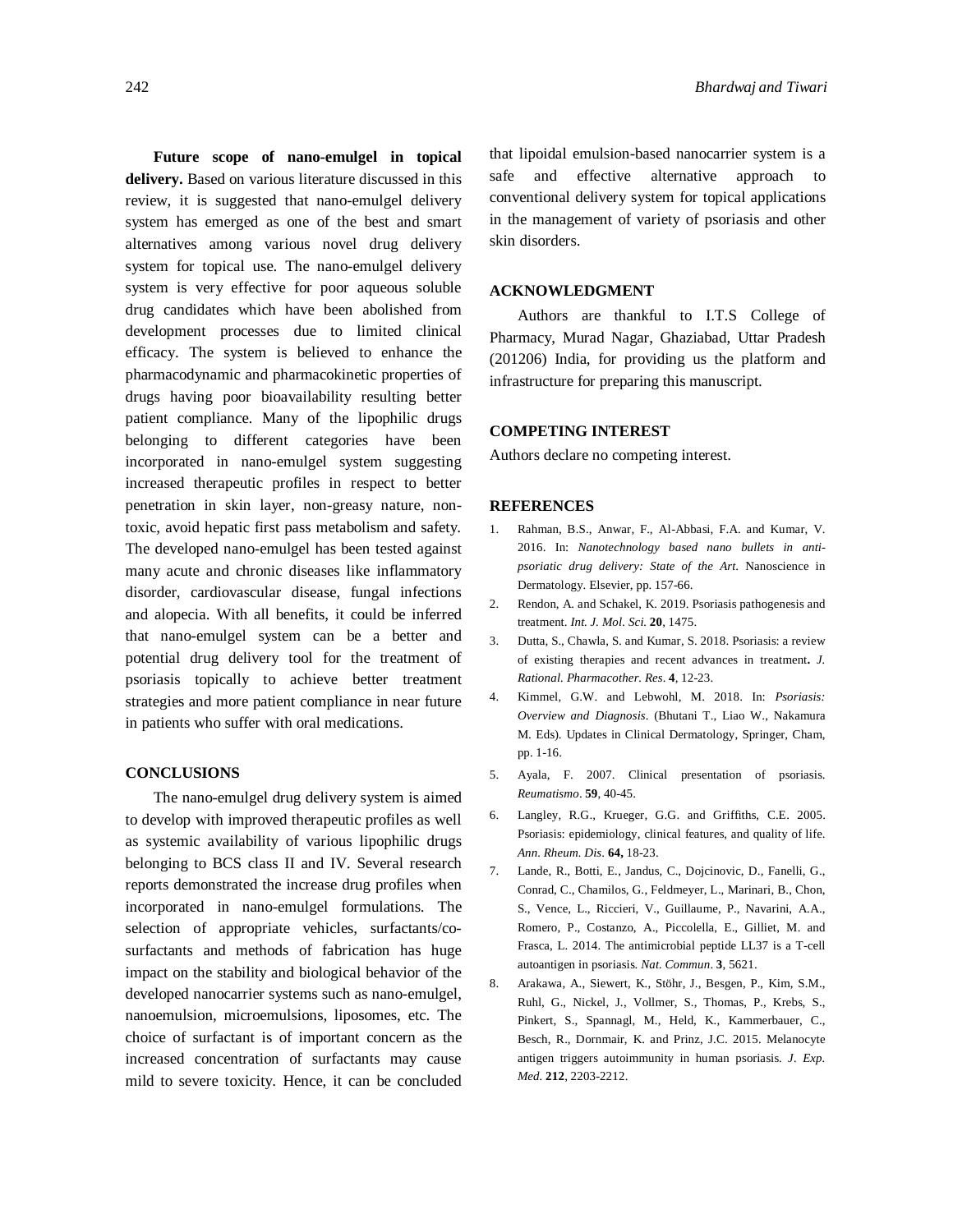**Future scope of nano-emulgel in topical delivery.** Based on various literature discussed in this review, it is suggested that nano-emulgel delivery system has emerged as one of the best and smart alternatives among various novel drug delivery system for topical use. The nano-emulgel delivery system is very effective for poor aqueous soluble drug candidates which have been abolished from development processes due to limited clinical efficacy. The system is believed to enhance the pharmacodynamic and pharmacokinetic properties of drugs having poor bioavailability resulting better patient compliance. Many of the lipophilic drugs belonging to different categories have been incorporated in nano-emulgel system suggesting increased therapeutic profiles in respect to better penetration in skin layer, non-greasy nature, non-toxic, avoid hepatic first pass metabolism and safety. The developed nano-emulgel has been tested against many acute and chronic diseases like inflammatory disorder, cardiovascular disease, fungal infections and alopecia. With all benefits, it could be inferred that nano-emulgel system can be a better and potential drug delivery tool for the treatment of psoriasis topically to achieve better treatment strategies and more patient compliance in near future in patients who suffer with oral medications.

## CONCLUSIONS

The nano-emulgel drug delivery system is aimed to develop with improved therapeutic profiles as well as systemic availability of various lipophilic drugs belonging to BCS class II and IV. Several research reports demonstrated the increase drug profiles when incorporated in nano-emulgel formulations. The selection of appropriate vehicles, surfactants/co-surfactants and methods of fabrication has huge impact on the stability and biological behavior of the developed nanocarrier systems such as nano-emulgel, nanoemulsion, microemulsions, liposomes, etc. The choice of surfactant is of important concern as the increased concentration of surfactants may cause mild to severe toxicity. Hence, it can be concluded that lipoidal emulsion-based nanocarrier system is a safe and effective alternative approach to conventional delivery system for topical applications in the management of variety of psoriasis and other skin disorders.

## ACKNOWLEDGMENT

Authors are thankful to I.T.S College of Pharmacy, Murad Nagar, Ghaziabad, Uttar Pradesh (201206) India, for providing us the platform and infrastructure for preparing this manuscript.

## COMPETING INTEREST

Authors declare no competing interest.

## REFERENCES

1. Rahman, B.S., Anwar, F., Al-Abbasi, F.A. and Kumar, V. 2016. In: *Nanotechnology based nano bullets in anti-psoriatic drug delivery: State of the Art*. Nanoscience in Dermatology. Elsevier, pp. 157-66.
2. Rendon, A. and Schakel, K. 2019. Psoriasis pathogenesis and treatment. *Int. J. Mol. Sci.* **20**, 1475.
3. Dutta, S., Chawla, S. and Kumar, S. 2018. Psoriasis: a review of existing therapies and recent advances in treatment**.** *J. Rational. Pharmacother. Res*. **4**, 12-23.
4. Kimmel, G.W. and Lebwohl, M. 2018. In: *Psoriasis: Overview and Diagnosis*. (Bhutani T., Liao W., Nakamura M. Eds). Updates in Clinical Dermatology, Springer, Cham, pp. 1-16.
5. Ayala, F. 2007. Clinical presentation of psoriasis. *Reumatismo*. **59**, 40-45.
6. Langley, R.G., Krueger, G.G. and Griffiths, C.E. 2005. Psoriasis: epidemiology, clinical features, and quality of life. *Ann. Rheum. Dis*. **64,** 18-23.
7. Lande, R., Botti, E., Jandus, C., Dojcinovic, D., Fanelli, G., Conrad, C., Chamilos, G., Feldmeyer, L., Marinari, B., Chon, S., Vence, L., Riccieri, V., Guillaume, P., Navarini, A.A., Romero, P., Costanzo, A., Piccolella, E., Gilliet, M. and Frasca, L. 2014. The antimicrobial peptide LL37 is a T-cell autoantigen in psoriasis. *Nat. Commun*. **3**, 5621.
8. Arakawa, A., Siewert, K., Stöhr, J., Besgen, P., Kim, S.M., Ruhl, G., Nickel, J., Vollmer, S., Thomas, P., Krebs, S., Pinkert, S., Spannagl, M., Held, K., Kammerbauer, C., Besch, R., Dornmair, K. and Prinz, J.C. 2015. Melanocyte antigen triggers autoimmunity in human psoriasis. *J. Exp. Med*. **212**, 2203-2212.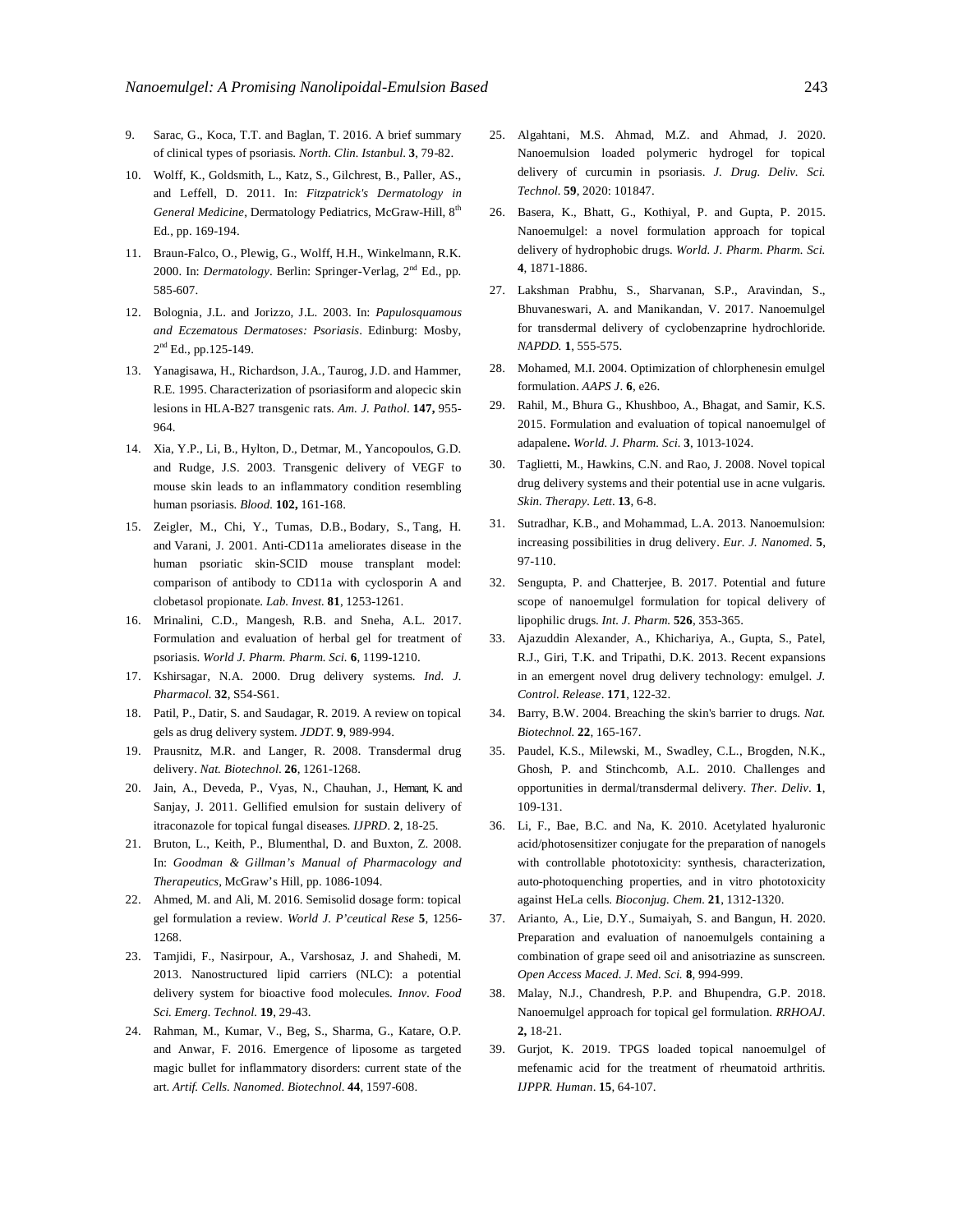9. Sarac, G., Koca, T.T. and Baglan, T. 2016. A brief summary of clinical types of psoriasis. *North. Clin. Istanbul.* **3**, 79-82.
10. Wolff, K., Goldsmith, L., Katz, S., Gilchrest, B., Paller, AS., and Leffell, D. 2011. In: *Fitzpatrick's Dermatology in General Medicine*, Dermatology Pediatrics, McGraw-Hill, 8th Ed., pp. 169-194.
11. Braun-Falco, O., Plewig, G., Wolff, H.H., Winkelmann, R.K. 2000. In: *Dermatology*. Berlin: Springer-Verlag, 2nd Ed., pp. 585-607.
12. Bolognia, J.L. and Jorizzo, J.L. 2003. In: *Papulosquamous and Eczematous Dermatoses: Psoriasis*. Edinburg: Mosby, 2nd Ed., pp.125-149.
13. Yanagisawa, H., Richardson, J.A., Taurog, J.D. and Hammer, R.E. 1995. Characterization of psoriasiform and alopecic skin lesions in HLA-B27 transgenic rats. *Am. J. Pathol*. **147,** 955-964.
14. Xia, Y.P., Li, B., Hylton, D., Detmar, M., Yancopoulos, G.D. and Rudge, J.S. 2003. Transgenic delivery of VEGF to mouse skin leads to an inflammatory condition resembling human psoriasis. *Blood*. **102,** 161-168.
15. Zeigler, M., Chi, Y., Tumas, D.B., Bodary, S., Tang, H. and Varani, J. 2001. Anti-CD11a ameliorates disease in the human psoriatic skin-SCID mouse transplant model: comparison of antibody to CD11a with cyclosporin A and clobetasol propionate. *Lab. Invest*. **81**, 1253-1261.
16. Mrinalini, C.D., Mangesh, R.B. and Sneha, A.L. 2017. Formulation and evaluation of herbal gel for treatment of psoriasis. *World J. Pharm. Pharm. Sci.* **6**, 1199-1210.
17. Kshirsagar, N.A. 2000. Drug delivery systems. *Ind. J. Pharmacol.* **32**, S54-S61.
18. Patil, P., Datir, S. and Saudagar, R. 2019. A review on topical gels as drug delivery system. *JDDT*. **9**, 989-994.
19. Prausnitz, M.R. and Langer, R. 2008. Transdermal drug delivery. *Nat. Biotechnol*. **26**, 1261-1268.
20. Jain, A., Deveda, P., Vyas, N., Chauhan, J., Hemant, K. and Sanjay, J. 2011. Gellified emulsion for sustain delivery of itraconazole for topical fungal diseases. *IJPRD*. **2**, 18-25.
21. Bruton, L., Keith, P., Blumenthal, D. and Buxton, Z. 2008. In: *Goodman & Gillman's Manual of Pharmacology and Therapeutics*, McGraw's Hill, pp. 1086-1094.
22. Ahmed, M. and Ali, M. 2016. Semisolid dosage form: topical gel formulation a review. *World J. P'ceutical Rese* **5**, 1256-1268.
23. Tamjidi, F., Nasirpour, A., Varshosaz, J. and Shahedi, M. 2013. Nanostructured lipid carriers (NLC): a potential delivery system for bioactive food molecules. *Innov. Food Sci. Emerg. Technol.* **19**, 29-43.
24. Rahman, M., Kumar, V., Beg, S., Sharma, G., Katare, O.P. and Anwar, F. 2016. Emergence of liposome as targeted magic bullet for inflammatory disorders: current state of the art. *Artif. Cells. Nanomed. Biotechnol*. **44**, 1597-608.
25. Algahtani, M.S. Ahmad, M.Z. and Ahmad, J. 2020. Nanoemulsion loaded polymeric hydrogel for topical delivery of curcumin in psoriasis. *J. Drug. Deliv. Sci. Technol.* **59**, 2020: 101847.
26. Basera, K., Bhatt, G., Kothiyal, P. and Gupta, P. 2015. Nanoemulgel: a novel formulation approach for topical delivery of hydrophobic drugs. *World. J. Pharm. Pharm. Sci.* **4**, 1871-1886.
27. Lakshman Prabhu, S., Sharvanan, S.P., Aravindan, S., Bhuvaneswari, A. and Manikandan, V. 2017. Nanoemulgel for transdermal delivery of cyclobenzaprine hydrochloride. *NAPDD*. **1**, 555-575.
28. Mohamed, M.I. 2004. Optimization of chlorphenesin emulgel formulation. *AAPS J*. **6**, e26.
29. Rahil, M., Bhura G., Khushboo, A., Bhagat, and Samir, K.S. 2015. Formulation and evaluation of topical nanoemulgel of adapalene**.** *World. J. Pharm. Sci.* **3**, 1013-1024.
30. Taglietti, M., Hawkins, C.N. and Rao, J. 2008. Novel topical drug delivery systems and their potential use in acne vulgaris. *Skin. Therapy. Lett*. **13**, 6-8.
31. Sutradhar, K.B., and Mohammad, L.A. 2013. Nanoemulsion: increasing possibilities in drug delivery. *Eur. J. Nanomed.* **5**, 97-110.
32. Sengupta, P. and Chatterjee, B. 2017. Potential and future scope of nanoemulgel formulation for topical delivery of lipophilic drugs. *Int. J. Pharm.* **526**, 353-365.
33. Ajazuddin Alexander, A., Khichariya, A., Gupta, S., Patel, R.J., Giri, T.K. and Tripathi, D.K. 2013. Recent expansions in an emergent novel drug delivery technology: emulgel. *J. Control. Release*. **171**, 122-32.
34. Barry, B.W. 2004. Breaching the skin's barrier to drugs. *Nat. Biotechnol.* **22**, 165-167.
35. Paudel, K.S., Milewski, M., Swadley, C.L., Brogden, N.K., Ghosh, P. and Stinchcomb, A.L. 2010. Challenges and opportunities in dermal/transdermal delivery. *Ther. Deliv*. **1**, 109-131.
36. Li, F., Bae, B.C. and Na, K. 2010. Acetylated hyaluronic acid/photosensitizer conjugate for the preparation of nanogels with controllable phototoxicity: synthesis, characterization, auto-photoquenching properties, and in vitro phototoxicity against HeLa cells. *Bioconjug. Chem*. **21**, 1312-1320.
37. Arianto, A., Lie, D.Y., Sumaiyah, S. and Bangun, H. 2020. Preparation and evaluation of nanoemulgels containing a combination of grape seed oil and anisotriazine as sunscreen. *Open Access Maced. J. Med. Sci.* **8**, 994-999.
38. Malay, N.J., Chandresh, P.P. and Bhupendra, G.P. 2018. Nanoemulgel approach for topical gel formulation. *RRHOAJ*. **2,** 18-21.
39. Gurjot, K. 2019. TPGS loaded topical nanoemulgel of mefenamic acid for the treatment of rheumatoid arthritis. *IJPPR. Human*. **15**, 64-107.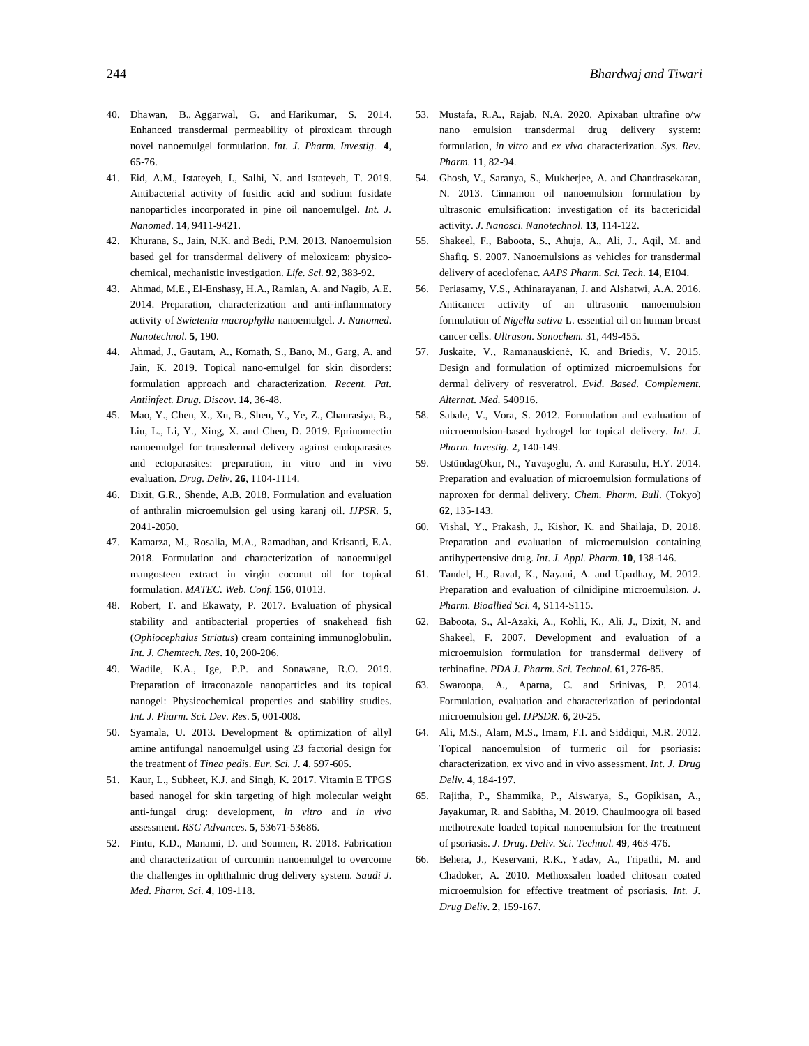40. Dhawan, B., Aggarwal, G. and Harikumar, S. 2014. Enhanced transdermal permeability of piroxicam through novel nanoemulgel formulation. *Int. J. Pharm. Investig.* **4**, 65-76.

41. Eid, A.M., Istateyeh, I., Salhi, N. and Istateyeh, T. 2019. Antibacterial activity of fusidic acid and sodium fusidate nanoparticles incorporated in pine oil nanoemulgel. *Int. J. Nanomed*. **14**, 9411-9421.

42. Khurana, S., Jain, N.K. and Bedi, P.M. 2013. Nanoemulsion based gel for transdermal delivery of meloxicam: physico-chemical, mechanistic investigation. *Life. Sci.* **92**, 383-92.

43. Ahmad, M.E., El-Enshasy, H.A., Ramlan, A. and Nagib, A.E. 2014. Preparation, characterization and anti-inflammatory activity of *Swietenia macrophylla* nanoemulgel. *J. Nanomed. Nanotechnol.* **5**, 190.

44. Ahmad, J., Gautam, A., Komath, S., Bano, M., Garg, A. and Jain, K. 2019. Topical nano-emulgel for skin disorders: formulation approach and characterization. *Recent. Pat. Antiinfect. Drug. Discov*. **14**, 36-48.

45. Mao, Y., Chen, X., Xu, B., Shen, Y., Ye, Z., Chaurasiya, B., Liu, L., Li, Y., Xing, X. and Chen, D. 2019. Eprinomectin nanoemulgel for transdermal delivery against endoparasites and ectoparasites: preparation, in vitro and in vivo evaluation. *Drug. Deliv*. **26**, 1104-1114.

46. Dixit, G.R., Shende, A.B. 2018. Formulation and evaluation of anthralin microemulsion gel using karanj oil. *IJPSR*. **5**, 2041-2050.

47. Kamarza, M., Rosalia, M.A., Ramadhan, and Krisanti, E.A. 2018. Formulation and characterization of nanoemulgel mangosteen extract in virgin coconut oil for topical formulation. *MATEC. Web. Conf.* **156**, 01013.

48. Robert, T. and Ekawaty, P. 2017. Evaluation of physical stability and antibacterial properties of snakehead fish (*Ophiocephalus Striatus*) cream containing immunoglobulin. *Int. J. Chemtech. Res*. **10**, 200-206.

49. Wadile, K.A., Ige, P.P. and Sonawane, R.O. 2019. Preparation of itraconazole nanoparticles and its topical nanogel: Physicochemical properties and stability studies. *Int. J. Pharm. Sci. Dev. Res*. **5**, 001-008.

50. Syamala, U. 2013. Development & optimization of allyl amine antifungal nanoemulgel using 23 factorial design for the treatment of *Tinea pedis*. *Eur. Sci. J*. **4**, 597-605.

51. Kaur, L., Subheet, K.J. and Singh, K. 2017. Vitamin E TPGS based nanogel for skin targeting of high molecular weight anti-fungal drug: development, *in vitro* and *in vivo* assessment. *RSC Advances*. **5**, 53671-53686.

52. Pintu, K.D., Manami, D. and Soumen, R. 2018. Fabrication and characterization of curcumin nanoemulgel to overcome the challenges in ophthalmic drug delivery system. *Saudi J. Med. Pharm. Sci*. **4**, 109-118.

53. Mustafa, R.A., Rajab, N.A. 2020. Apixaban ultrafine o/w nano emulsion transdermal drug delivery system: formulation, *in vitro* and *ex vivo* characterization. *Sys. Rev. Pharm.* **11**, 82-94.

54. Ghosh, V., Saranya, S., Mukherjee, A. and Chandrasekaran, N. 2013. Cinnamon oil nanoemulsion formulation by ultrasonic emulsification: investigation of its bactericidal activity. *J. Nanosci. Nanotechnol*. **13**, 114-122.

55. Shakeel, F., Baboota, S., Ahuja, A., Ali, J., Aqil, M. and Shafiq. S. 2007. Nanoemulsions as vehicles for transdermal delivery of aceclofenac. *AAPS Pharm. Sci. Tech.* **14**, E104.

56. Periasamy, V.S., Athinarayanan, J. and Alshatwi, A.A. 2016. Anticancer activity of an ultrasonic nanoemulsion formulation of *Nigella sativa* L. essential oil on human breast cancer cells. *Ultrason. Sonochem.* 31, 449-455.

57. Juskaite, V., Ramanauskienė, K. and Briedis, V. 2015. Design and formulation of optimized microemulsions for dermal delivery of resveratrol. *Evid. Based. Complement. Alternat. Med.* 540916.

58. Sabale, V., Vora, S. 2012. Formulation and evaluation of microemulsion-based hydrogel for topical delivery. *Int. J. Pharm. Investig.* **2**, 140-149.

59. UstündagOkur, N., Yavaşoglu, A. and Karasulu, H.Y. 2014. Preparation and evaluation of microemulsion formulations of naproxen for dermal delivery. *Chem. Pharm. Bull*. (Tokyo) **62**, 135-143.

60. Vishal, Y., Prakash, J., Kishor, K. and Shailaja, D. 2018. Preparation and evaluation of microemulsion containing antihypertensive drug. *Int. J. Appl. Pharm*. **10**, 138-146.

61. Tandel, H., Raval, K., Nayani, A. and Upadhay, M. 2012. Preparation and evaluation of cilnidipine microemulsion. *J. Pharm. Bioallied Sci*. **4**, S114-S115.

62. Baboota, S., Al-Azaki, A., Kohli, K., Ali, J., Dixit, N. and Shakeel, F. 2007. Development and evaluation of a microemulsion formulation for transdermal delivery of terbinafine. *PDA J. Pharm. Sci. Technol.* **61**, 276-85.

63. Swaroopa, A., Aparna, C. and Srinivas, P. 2014. Formulation, evaluation and characterization of periodontal microemulsion gel. *IJPSDR*. **6**, 20-25.

64. Ali, M.S., Alam, M.S., Imam, F.I. and Siddiqui, M.R. 2012. Topical nanoemulsion of turmeric oil for psoriasis: characterization, ex vivo and in vivo assessment. *Int. J. Drug Deliv.* **4**, 184-197.

65. Rajitha, P., Shammika, P., Aiswarya, S., Gopikisan, A., Jayakumar, R. and Sabitha, M. 2019. Chaulmoogra oil based methotrexate loaded topical nanoemulsion for the treatment of psoriasis. *J. Drug. Deliv. Sci. Technol.* **49**, 463-476.

66. Behera, J., Keservani, R.K., Yadav, A., Tripathi, M. and Chadoker, A. 2010. Methoxsalen loaded chitosan coated microemulsion for effective treatment of psoriasis. *Int. J. Drug Deliv*. **2**, 159-167.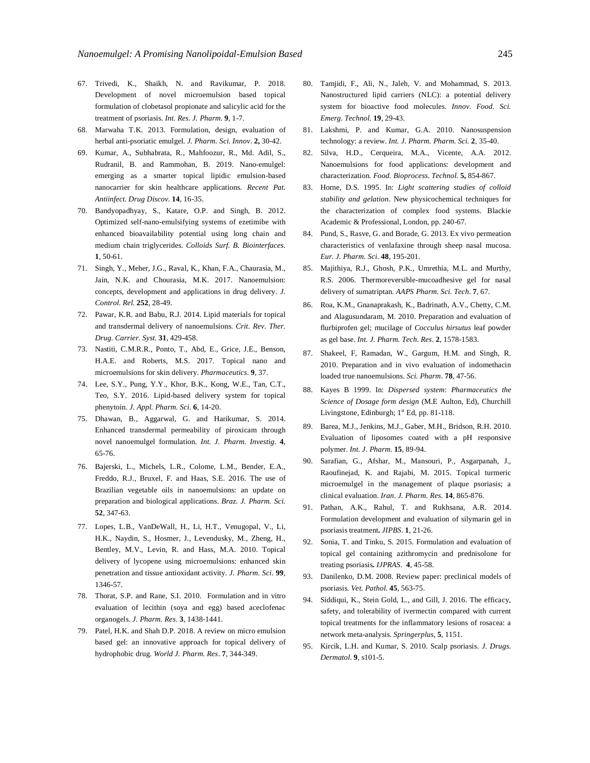67. Trivedi, K., Shaikh, N. and Ravikumar, P. 2018. Development of novel microemulsion based topical formulation of clobetasol propionate and salicylic acid for the treatment of psoriasis. *Int. Res. J. Pharm.* **9**, 1-7.
68. Marwaha T.K. 2013. Formulation, design, evaluation of herbal anti-psoriatic emulgel. *J. Pharm. Sci. Innov*. **2,** 30-42.
69. Kumar, A., Subhabrata, R., Mahfoozur, R., Md. Adil, S., Rudranil, B. and Rammohan, B. 2019. Nano-emulgel: emerging as a smarter topical lipidic emulsion-based nanocarrier for skin healthcare applications. *Recent Pat. Antiinfect. Drug Discov.* **14**, 16-35.
70. Bandyopadhyay, S., Katare, O.P. and Singh, B. 2012. Optimized self-nano-emulsifying systems of ezetimibe with enhanced bioavailability potential using long chain and medium chain triglycerides. *Colloids Surf. B. Biointerfaces*. **1**, 50-61.
71. Singh, Y., Meher, J.G., Raval, K., Khan, F.A., Chaurasia, M., Jain, N.K. and Chourasia, M.K. 2017. Nanoemulsion: concepts, development and applications in drug delivery. *J. Control. Rel.* **252**, 28-49.
72. Pawar, K.R. and Babu, R.J. 2014. Lipid materials for topical and transdermal delivery of nanoemulsions. *Crit. Rev. Ther. Drug. Carrier. Syst.* **31**, 429-458.
73. Nastiti, C.M.R.R., Ponto, T., Abd, E., Grice, J.E., Benson, H.A.E. and Roberts, M.S. 2017. Topical nano and microemulsions for skin delivery. *Pharmaceutics*. **9**, 37.
74. Lee, S.Y., Pung, Y.Y., Khor, B.K., Kong, W.E., Tan, C.T., Teo, S.Y. 2016. Lipid-based delivery system for topical phenytoin. *J. Appl. Pharm. Sci.* **6**, 14-20.
75. Dhawan, B., Aggarwal, G. and Harikumar, S. 2014. Enhanced transdermal permeability of piroxicam through novel nanoemulgel formulation. *Int. J. Pharm. Investig*. **4**, 65-76.
76. Bajerski, L., Michels, L.R., Colome, L.M., Bender, E.A., Freddo, R.J., Bruxel, F. and Haas, S.E. 2016. The use of Brazilian vegetable oils in nanoemulsions: an update on preparation and biological applications. *Braz. J. Pharm. Sci.* **52**, 347-63.
77. Lopes, L.B., VanDeWall, H., Li, H.T., Venugopal, V., Li, H.K., Naydin, S., Hosmer, J., Levendusky, M., Zheng, H., Bentley, M.V., Levin, R. and Hass, M.A. 2010. Topical delivery of lycopene using microemulsions: enhanced skin penetration and tissue antioxidant activity. *J. Pharm. Sci*. **99**, 1346-57.
78. Thorat, S.P. and Rane, S.I. 2010. Formulation and in vitro evaluation of lecithin (soya and egg) based aceclofenac organogels. *J. Pharm. Res.* **3**, 1438-1441.
79. Patel, H.K. and Shah D.P. 2018. A review on micro emulsion based gel: an innovative approach for topical delivery of hydrophobic drug. *World J. Pharm. Res*. **7**, 344-349.
80. Tamjidi, F., Ali, N., Jaleh, V. and Mohammad, S. 2013. Nanostructured lipid carriers (NLC): a potential delivery system for bioactive food molecules. *Innov. Food. Sci. Emerg. Technol.* **19**, 29-43.
81. Lakshmi, P. and Kumar, G.A. 2010. Nanosuspension technology: a review. *Int. J. Pharm. Pharm. Sci.* **2**, 35-40.
82. Silva, H.D., Cerqueira, M.A., Vicente, A.A. 2012. Nanoemulsions for food applications: development and characterization. *Food. Bioprocess. Technol.* **5,** 854-867.
83. Horne, D.S. 1995. In: *Light scattering studies of colloid stability and gelation*. New physicochemical techniques for the characterization of complex food systems. Blackie Academic & Professional, London, pp. 240-67.
84. Pund, S., Rasve, G. and Borade, G. 2013. Ex vivo permeation characteristics of venlafaxine through sheep nasal mucosa. *Eur. J. Pharm. Sci*. **48**, 195-201.
85. Majithiya, R.J., Ghosh, P.K., Umrethia, M.L. and Murthy, R.S. 2006. Thermoreversible-mucoadhesive gel for nasal delivery of sumatriptan. *AAPS Pharm. Sci. Tech*. **7**, 67.
86. Roa, K.M., Gnanaprakash, K., Badrinath, A.V., Chetty, C.M. and Alagusundaram, M. 2010. Preparation and evaluation of flurbiprofen gel; mucilage of *Cocculus hirsutus* leaf powder as gel base. *Int. J. Pharm. Tech. Res*. **2**, 1578-1583.
87. Shakeel, F, Ramadan, W., Gargum, H.M. and Singh, R. 2010. Preparation and in vivo evaluation of indomethacin loaded true nanoemulsions. *Sci. Pharm*. **78**, 47-56.
88. Kayes B 1999. In: *Dispersed system*: *Pharmaceutics the Science of Dosage form design* (M.E Aulton, Ed), Churchill Livingstone, Edinburgh; 1st Ed, pp. 81-118.
89. Barea, M.J., Jenkins, M.J., Gaber, M.H., Bridson, R.H. 2010. Evaluation of liposomes coated with a pH responsive polymer. *Int. J. Pharm.* **15**, 89-94.
90. Sarafian, G., Afshar, M., Mansouri, P., Asgarpanah, J., Raoufinejad, K. and Rajabi, M. 2015. Topical turmeric microemulgel in the management of plaque psoriasis; a clinical evaluation. *Iran. J. Pharm. Res.* **14**, 865-876.
91. Pathan, A.K., Rahul, T. and Rukhsana, A.R. 2014. Formulation development and evaluation of silymarin gel in psoriasis treatment**.** *JIPBS*. **1**, 21-26.
92. Sonia, T. and Tinku, S. 2015. Formulation and evaluation of topical gel containing azithromycin and prednisolone for treating psoriasis**.** *IJPRAS*. **4**, 45-58.
93. Danilenko, D.M. 2008. Review paper: preclinical models of psoriasis. *Vet. Pathol.* **45**, 563-75.
94. Siddiqui, K., Stein Gold, L., and Gill, J. 2016. The efficacy, safety, and tolerability of ivermectin compared with current topical treatments for the inflammatory lesions of rosacea: a network meta-analysis. *Springerplus*, **5**, 1151.
95. Kircik, L.H. and Kumar, S. 2010. Scalp psoriasis. *J. Drugs. Dermatol.* **9**, s101-5.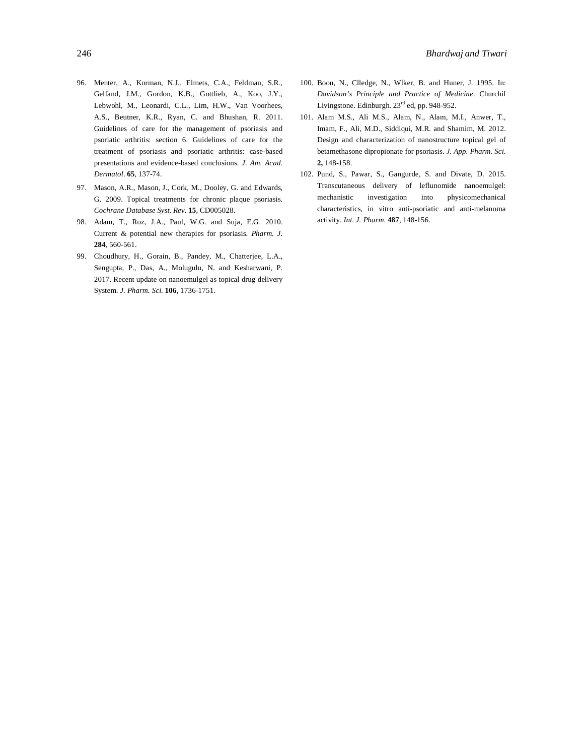96. Menter, A., Korman, N.J., Elmets, C.A., Feldman, S.R., Gelfand, J.M., Gordon, K.B., Gottlieb, A., Koo, J.Y., Lebwohl, M., Leonardi, C.L., Lim, H.W., Van Voorhees, A.S., Beutner, K.R., Ryan, C. and Bhushan, R. 2011. Guidelines of care for the management of psoriasis and psoriatic arthritis: section 6. Guidelines of care for the treatment of psoriasis and psoriatic arthritis: case-based presentations and evidence-based conclusions. *J. Am. Acad. Dermatol*. **65**, 137-74.

97. Mason, A.R., Mason, J., Cork, M., Dooley, G. and Edwards, G. 2009. Topical treatments for chronic plaque psoriasis. *Cochrane Database Syst. Rev*. **15**, CD005028.

98. Adam, T., Roz, J.A., Paul, W.G. and Suja, E.G. 2010. Current & potential new therapies for psoriasis. *Pharm. J.* **284**, 560-561.

99. Choudhury, H., Gorain, B., Pandey, M., Chatterjee, L.A., Sengupta, P., Das, A., Molugulu, N. and Kesharwani, P. 2017. Recent update on nanoemulgel as topical drug delivery System. *J. Pharm. Sci.* **106**, 1736-1751.

100. Boon, N., Clledge, N., Wlker, B. and Huner, J. 1995. In: *Davidson's Principle and Practice of Medicine*. Churchil Livingstone. Edinburgh. 23rd ed, pp. 948-952.

101. Alam M.S., Ali M.S., Alam, N., Alam, M.I., Anwer, T., Imam, F., Ali, M.D., Siddiqui, M.R. and Shamim, M. 2012. Design and characterization of nanostructure topical gel of betamethasone dipropionate for psoriasis. *J. App. Pharm. Sci.* **2,** 148-158.

102. Pund, S., Pawar, S., Gangurde, S. and Divate, D. 2015. Transcutaneous delivery of leflunomide nanoemulgel: mechanistic investigation into physicomechanical characteristics, in vitro anti-psoriatic and anti-melanoma activity. *Int. J. Pharm.* **487**, 148-156.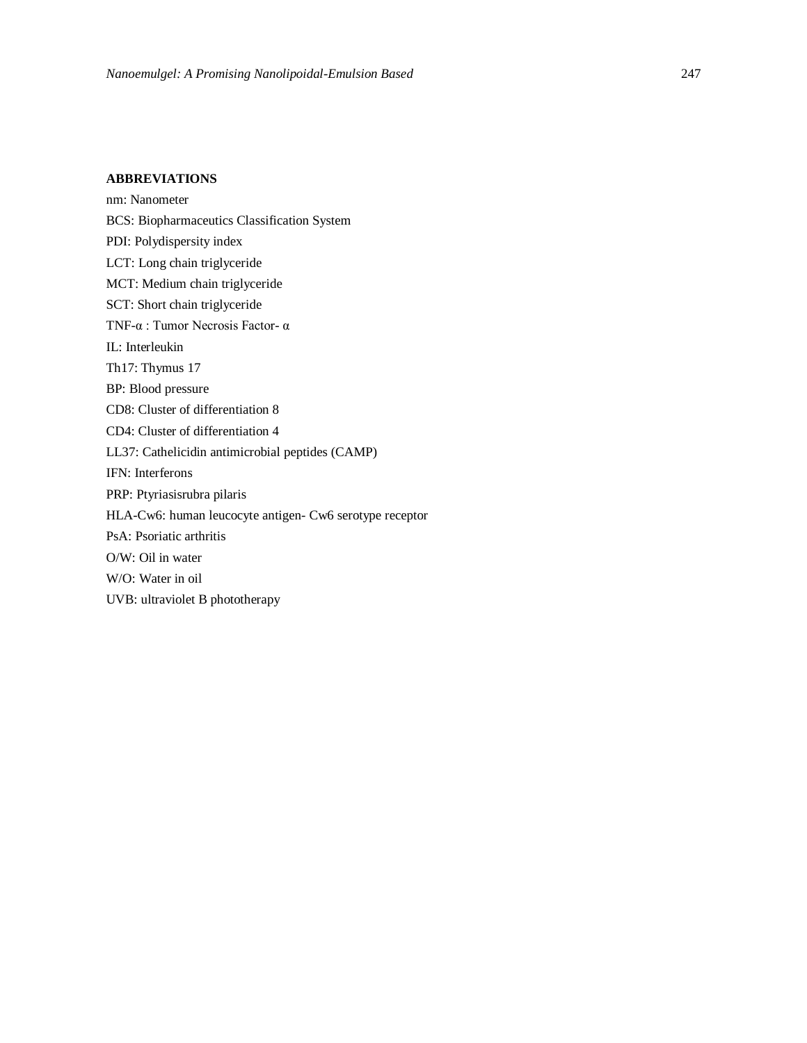**ABBREVIATIONS**

nm: Nanometer

BCS: Biopharmaceutics Classification System

PDI: Polydispersity index

LCT: Long chain triglyceride

MCT: Medium chain triglyceride

SCT: Short chain triglyceride

TNF-α : Tumor Necrosis Factor- α

IL: Interleukin

Th17: Thymus 17

BP: Blood pressure

CD8: Cluster of differentiation 8

CD4: Cluster of differentiation 4

LL37: Cathelicidin antimicrobial peptides (CAMP)

IFN: Interferons

PRP: Ptyriasisrubra pilaris

HLA-Cw6: human leucocyte antigen- Cw6 serotype receptor

PsA: Psoriatic arthritis

O/W: Oil in water

W/O: Water in oil

UVB: ultraviolet B phototherapy